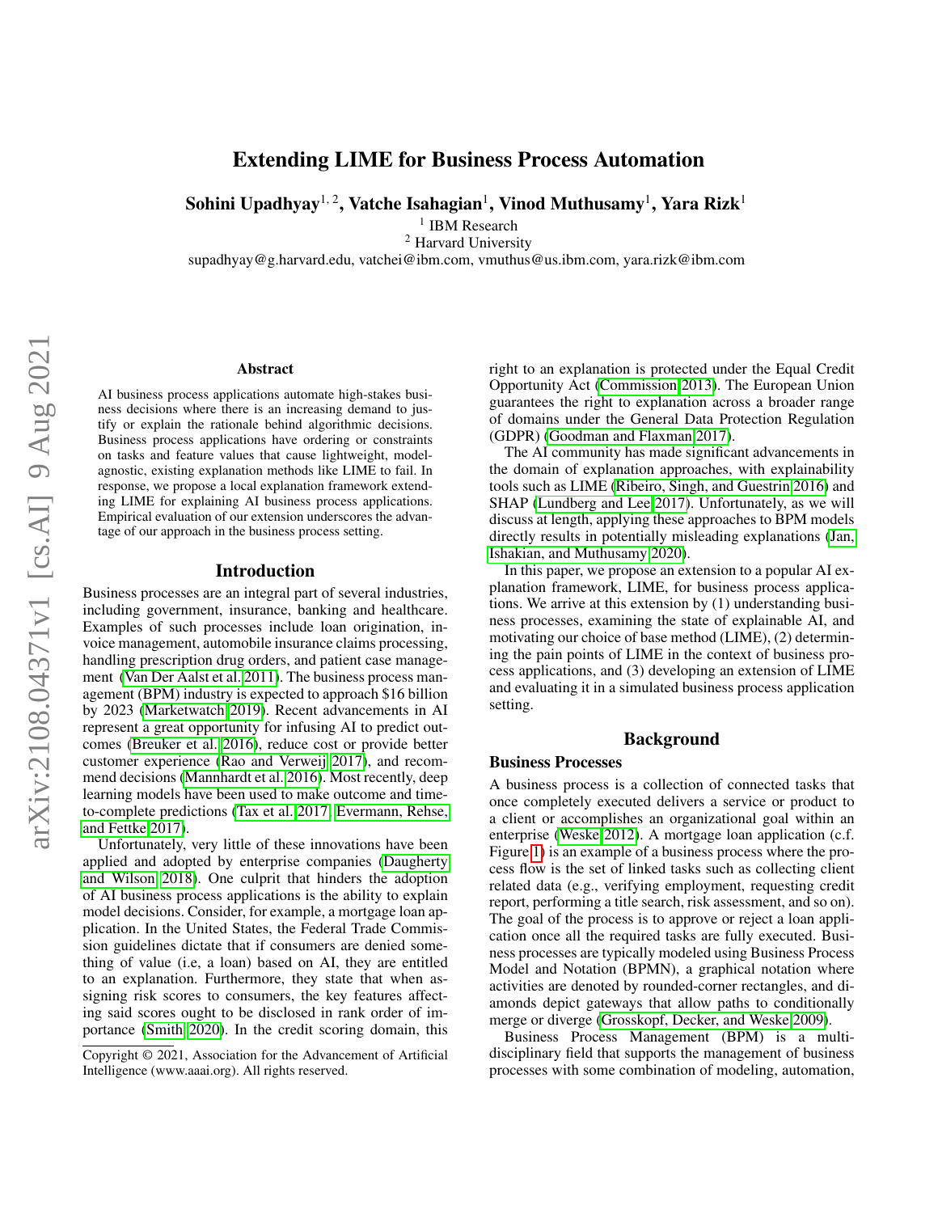# Extending LIME for Business Process Automation

**Sohini Upadhyay**[1,2], **Vatche Isahagian**[1], **Vinod Muthusamy**[1], **Yara Rizk**[1]

[1] IBM Research
[2] Harvard University
supadhyay@g.harvard.edu, vatchei@ibm.com, vmuthus@us.ibm.com, yara.rizk@ibm.com

## Abstract

AI business process applications automate high-stakes business decisions where there is an increasing demand to justify or explain the rationale behind algorithmic decisions. Business process applications have ordering or constraints on tasks and feature values that cause lightweight, model-agnostic, existing explanation methods like LIME to fail. In response, we propose a local explanation framework extending LIME for explaining AI business process applications. Empirical evaluation of our extension underscores the advantage of our approach in the business process setting.

## Introduction

Business processes are an integral part of several industries, including government, insurance, banking and healthcare. Examples of such processes include loan origination, invoice management, automobile insurance claims processing, handling prescription drug orders, and patient case management (Van Der Aalst et al. 2011). The business process management (BPM) industry is expected to approach $16 billion by 2023 (Marketwatch 2019). Recent advancements in AI represent a great opportunity for infusing AI to predict outcomes (Breuker et al. 2016), reduce cost or provide better customer experience (Rao and Verweij 2017), and recommend decisions (Mannhardt et al. 2016). Most recently, deep learning models have been used to make outcome and time-to-complete predictions (Tax et al. 2017; Evermann, Rehse, and Fettke 2017).

Unfortunately, very little of these innovations have been applied and adopted by enterprise companies (Daugherty and Wilson 2018). One culprit that hinders the adoption of AI business process applications is the ability to explain model decisions. Consider, for example, a mortgage loan application. In the United States, the Federal Trade Commission guidelines dictate that if consumers are denied something of value (i.e, a loan) based on AI, they are entitled to an explanation. Furthermore, they state that when assigning risk scores to consumers, the key features affecting said scores ought to be disclosed in rank order of importance (Smith 2020). In the credit scoring domain, this right to an explanation is protected under the Equal Credit Opportunity Act (Commission 2013). The European Union guarantees the right to explanation across a broader range of domains under the General Data Protection Regulation (GDPR) (Goodman and Flaxman 2017).

The AI community has made significant advancements in the domain of explanation approaches, with explainability tools such as LIME (Ribeiro, Singh, and Guestrin 2016) and SHAP (Lundberg and Lee 2017). Unfortunately, as we will discuss at length, applying these approaches to BPM models directly results in potentially misleading explanations (Jan, Ishakian, and Muthusamy 2020).

In this paper, we propose an extension to a popular AI explanation framework, LIME, for business process applications. We arrive at this extension by (1) understanding business processes, examining the state of explainable AI, and motivating our choice of base method (LIME), (2) determining the pain points of LIME in the context of business process applications, and (3) developing an extension of LIME and evaluating it in a simulated business process application setting.

## Background

### Business Processes

A business process is a collection of connected tasks that once completely executed delivers a service or product to a client or accomplishes an organizational goal within an enterprise (Weske 2012). A mortgage loan application (c.f. Figure 1) is an example of a business process where the process flow is the set of linked tasks such as collecting client related data (e.g., verifying employment, requesting credit report, performing a title search, risk assessment, and so on). The goal of the process is to approve or reject a loan application once all the required tasks are fully executed. Business processes are typically modeled using Business Process Model and Notation (BPMN), a graphical notation where activities are denoted by rounded-corner rectangles, and diamonds depict gateways that allow paths to conditionally merge or diverge (Grosskopf, Decker, and Weske 2009).

Business Process Management (BPM) is a multi-disciplinary field that supports the management of business processes with some combination of modeling, automation,

Copyright © 2021, Association for the Advancement of Artificial Intelligence (www.aaai.org). All rights reserved.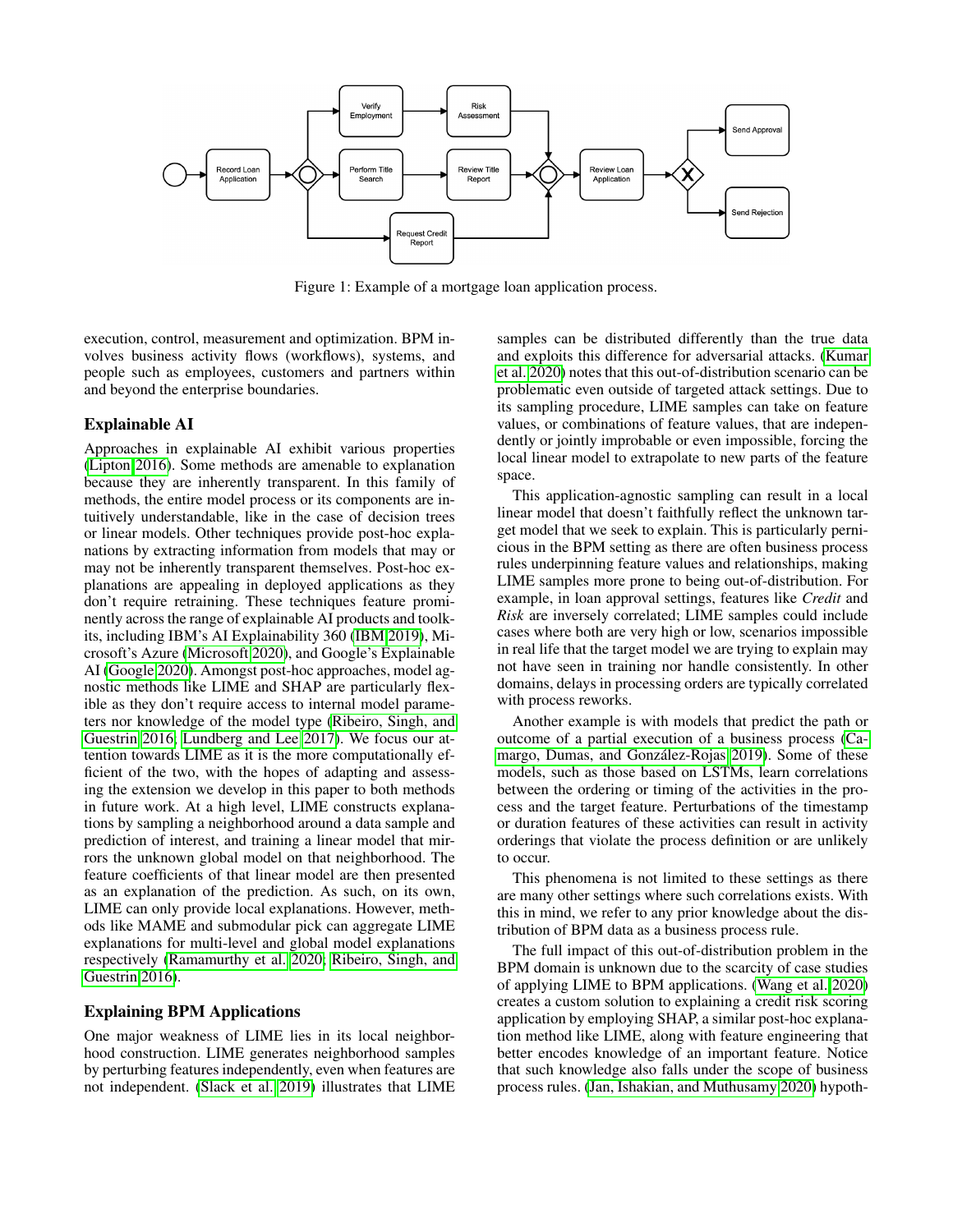Figure 1: Example of a mortgage loan application process.

execution, control, measurement and optimization. BPM involves business activity flows (workflows), systems, and people such as employees, customers and partners within and beyond the enterprise boundaries.

## Explainable AI

Approaches in explainable AI exhibit various properties (Lipton 2016). Some methods are amenable to explanation because they are inherently transparent. In this family of methods, the entire model process or its components are intuitively understandable, like in the case of decision trees or linear models. Other techniques provide post-hoc explanations by extracting information from models that may or may not be inherently transparent themselves. Post-hoc explanations are appealing in deployed applications as they don't require retraining. These techniques feature prominently across the range of explainable AI products and toolkits, including IBM's AI Explainability 360 (IBM 2019), Microsoft's Azure (Microsoft 2020), and Google's Explainable AI (Google 2020). Amongst post-hoc approaches, model agnostic methods like LIME and SHAP are particularly flexible as they don't require access to internal model parameters nor knowledge of the model type (Ribeiro, Singh, and Guestrin 2016; Lundberg and Lee 2017). We focus our attention towards LIME as it is the more computationally efficient of the two, with the hopes of adapting and assessing the extension we develop in this paper to both methods in future work. At a high level, LIME constructs explanations by sampling a neighborhood around a data sample and prediction of interest, and training a linear model that mirrors the unknown global model on that neighborhood. The feature coefficients of that linear model are then presented as an explanation of the prediction. As such, on its own, LIME can only provide local explanations. However, methods like MAME and submodular pick can aggregate LIME explanations for multi-level and global model explanations respectively (Ramamurthy et al. 2020; Ribeiro, Singh, and Guestrin 2016).

## Explaining BPM Applications

One major weakness of LIME lies in its local neighborhood construction. LIME generates neighborhood samples by perturbing features independently, even when features are not independent. (Slack et al. 2019) illustrates that LIME samples can be distributed differently than the true data and exploits this difference for adversarial attacks. (Kumar et al. 2020) notes that this out-of-distribution scenario can be problematic even outside of targeted attack settings. Due to its sampling procedure, LIME samples can take on feature values, or combinations of feature values, that are independently or jointly improbable or even impossible, forcing the local linear model to extrapolate to new parts of the feature space.

This application-agnostic sampling can result in a local linear model that doesn't faithfully reflect the unknown target model that we seek to explain. This is particularly pernicious in the BPM setting as there are often business process rules underpinning feature values and relationships, making LIME samples more prone to being out-of-distribution. For example, in loan approval settings, features like *Credit* and *Risk* are inversely correlated; LIME samples could include cases where both are very high or low, scenarios impossible in real life that the target model we are trying to explain may not have seen in training nor handle consistently. In other domains, delays in processing orders are typically correlated with process reworks.

Another example is with models that predict the path or outcome of a partial execution of a business process (Camargo, Dumas, and González-Rojas 2019). Some of these models, such as those based on LSTMs, learn correlations between the ordering or timing of the activities in the process and the target feature. Perturbations of the timestamp or duration features of these activities can result in activity orderings that violate the process definition or are unlikely to occur.

This phenomena is not limited to these settings as there are many other settings where such correlations exists. With this in mind, we refer to any prior knowledge about the distribution of BPM data as a business process rule.

The full impact of this out-of-distribution problem in the BPM domain is unknown due to the scarcity of case studies of applying LIME to BPM applications. (Wang et al. 2020) creates a custom solution to explaining a credit risk scoring application by employing SHAP, a similar post-hoc explanation method like LIME, along with feature engineering that better encodes knowledge of an important feature. Notice that such knowledge also falls under the scope of business process rules. (Jan, Ishakian, and Muthusamy 2020) hypoth-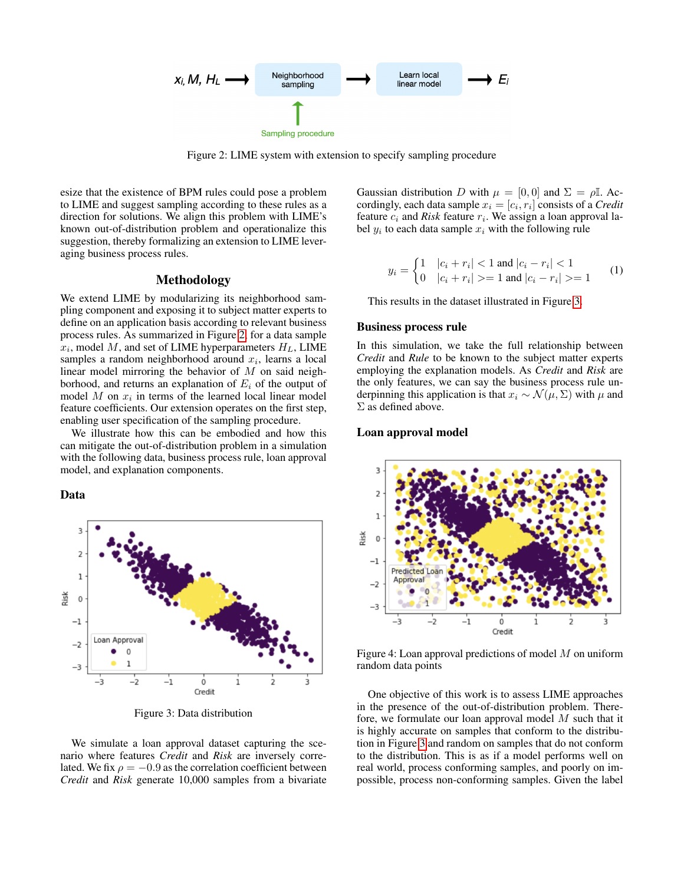Figure 2: LIME system with extension to specify sampling procedure

esize that the existence of BPM rules could pose a problem to LIME and suggest sampling according to these rules as a direction for solutions. We align this problem with LIME's known out-of-distribution problem and operationalize this suggestion, thereby formalizing an extension to LIME leveraging business process rules.

## Methodology

We extend LIME by modularizing its neighborhood sampling component and exposing it to subject matter experts to define on an application basis according to relevant business process rules. As summarized in Figure 2, for a data sample $x_i$, model $M$, and set of LIME hyperparameters $H_L$, LIME samples a random neighborhood around $x_i$, learns a local linear model mirroring the behavior of $M$ on said neighborhood, and returns an explanation of $E_i$ of the output of model $M$ on $x_i$ in terms of the learned local linear model feature coefficients. Our extension operates on the first step, enabling user specification of the sampling procedure.

We illustrate how this can be embodied and how this can mitigate the out-of-distribution problem in a simulation with the following data, business process rule, loan approval model, and explanation components.

### Data

Figure 3: Data distribution

We simulate a loan approval dataset capturing the scenario where features *Credit* and *Risk* are inversely correlated. We fix $\rho = -0.9$ as the correlation coefficient between *Credit* and *Risk* generate 10,000 samples from a bivariate Gaussian distribution $D$ with $\mu = [0, 0]$ and $\Sigma = \rho\mathbb{I}$. Accordingly, each data sample $x_i = [c_i, r_i]$ consists of a *Credit* feature $c_i$ and *Risk* feature $r_i$. We assign a loan approval label $y_i$ to each data sample $x_i$ with the following rule

$$y_i = \begin{cases} 1 & |c_i + r_i| < 1 \text{ and } |c_i - r_i| < 1 \\ 0 & |c_i + r_i| >= 1 \text{ and } |c_i - r_i| >= 1 \end{cases} \quad (1)$$

This results in the dataset illustrated in Figure 3.

### Business process rule

In this simulation, we take the full relationship between *Credit* and *Rule* to be known to the subject matter experts employing the explanation models. As *Credit* and *Risk* are the only features, we can say the business process rule underpinning this application is that $x_i \sim \mathcal{N}(\mu, \Sigma)$ with $\mu$ and $\Sigma$ as defined above.

### Loan approval model

Figure 4: Loan approval predictions of model $M$ on uniform random data points

One objective of this work is to assess LIME approaches in the presence of the out-of-distribution problem. Therefore, we formulate our loan approval model $M$ such that it is highly accurate on samples that conform to the distribution in Figure 3 and random on samples that do not conform to the distribution. This is as if a model performs well on real world, process conforming samples, and poorly on impossible, process non-conforming samples. Given the label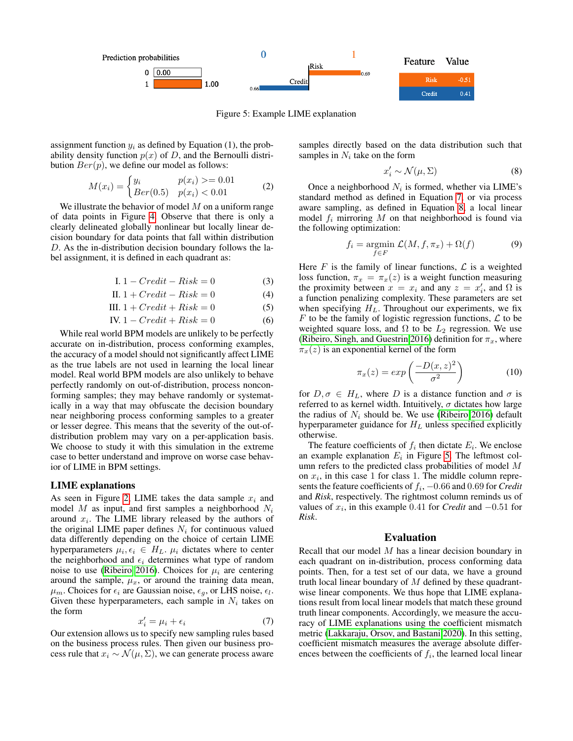| Feature | Value |
|---|---|
| Risk | -0.51 |
| Credit | 0.41 |

Figure 5: Example LIME explanation

assignment function $y_i$ as defined by Equation (1), the probability density function $p(x)$ of $D$, and the Bernoulli distribution $Ber(p)$, we define our model as follows:

$$M(x_i) = \begin{cases} y_i & p(x_i) >= 0.01 \\ Ber(0.5) & p(x_i) < 0.01 \end{cases} \tag{2}$$

We illustrate the behavior of model $M$ on a uniform range of data points in Figure 4. Observe that there is only a clearly delineated globally nonlinear but locally linear decision boundary for data points that fall within distribution $D$. As the in-distribution decision boundary follows the label assignment, it is defined in each quadrant as:

$$\text{I. } 1 - Credit - Risk = 0 \tag{3}$$

$$\text{II. } 1 + Credit - Risk = 0 \tag{4}$$

$$\text{III. } 1 + Credit + Risk = 0 \tag{5}$$

$$\text{IV. } 1 - Credit + Risk = 0 \tag{6}$$

While real world BPM models are unlikely to be perfectly accurate on in-distribution, process conforming examples, the accuracy of a model should not significantly affect LIME as the true labels are not used in learning the local linear model. Real world BPM models are also unlikely to behave perfectly randomly on out-of-distribution, process nonconforming samples; they may behave randomly or systematically in a way that may obfuscate the decision boundary near neighboring process conforming samples to a greater or lesser degree. This means that the severity of the out-of-distribution problem may vary on a per-application basis. We choose to study it with this simulation in the extreme case to better understand and improve on worse case behavior of LIME in BPM settings.

### LIME explanations

As seen in Figure 2, LIME takes the data sample $x_i$ and model $M$ as input, and first samples a neighborhood $N_i$ around $x_i$. The LIME library released by the authors of the original LIME paper defines $N_i$ for continuous valued data differently depending on the choice of certain LIME hyperparameters $\mu_i, \epsilon_i \in H_L$. $\mu_i$ dictates where to center the neighborhood and $\epsilon_i$ determines what type of random noise to use (Ribeiro 2016). Choices for $\mu_i$ are centering around the sample, $\mu_x$, or around the training data mean, $\mu_m$. Choices for $\epsilon_i$ are Gaussian noise, $\epsilon_g$, or LHS noise, $\epsilon_l$. Given these hyperparameters, each sample in $N_i$ takes on the form

$$x'_i = \mu_i + \epsilon_i \tag{7}$$

Our extension allows us to specify new sampling rules based on the business process rules. Then given our business process rule that $x_i \sim \mathcal{N}(\mu, \Sigma)$, we can generate process aware samples directly based on the data distribution such that samples in $N_i$ take on the form

$$x'_i \sim \mathcal{N}(\mu, \Sigma) \tag{8}$$

Once a neighborhood $N_i$ is formed, whether via LIME's standard method as defined in Equation 7, or via process aware sampling, as defined in Equation 8, a local linear model $f_i$ mirroring $M$ on that neighborhood is found via the following optimization:

$$f_i = \underset{f \in F}{\text{argmin}}\ \mathcal{L}(M, f, \pi_x) + \Omega(f) \tag{9}$$

Here $F$ is the family of linear functions, $\mathcal{L}$ is a weighted loss function, $\pi_x = \pi_x(z)$ is a weight function measuring the proximity between $x = x_i$ and any $z = x'_i$, and $\Omega$ is a function penalizing complexity. These parameters are set when specifying $H_L$. Throughout our experiments, we fix $F$ to be the family of logistic regression functions, $\mathcal{L}$ to be weighted square loss, and $\Omega$ to be $L_2$ regression. We use (Ribeiro, Singh, and Guestrin 2016) definition for $\pi_x$, where $\pi_x(z)$ is an exponential kernel of the form

$$\pi_x(z) = exp\left(\frac{-D(x, z)^2}{\sigma^2}\right) \tag{10}$$

for $D, \sigma \in H_L$, where $D$ is a distance function and $\sigma$ is referred to as kernel width. Intuitively, $\sigma$ dictates how large the radius of $N_i$ should be. We use (Ribeiro 2016) default hyperparameter guidance for $H_L$ unless specified explicitly otherwise.

The feature coefficients of $f_i$ then dictate $E_i$. We enclose an example explanation $E_i$ in Figure 5. The leftmost column refers to the predicted class probabilities of model $M$ on $x_i$, in this case 1 for class 1. The middle column represents the feature coefficients of $f_i$, $-0.66$ and $0.69$ for *Credit* and *Risk*, respectively. The rightmost column reminds us of values of $x_i$, in this example $0.41$ for *Credit* and $-0.51$ for *Risk*.

## Evaluation

Recall that our model $M$ has a linear decision boundary in each quadrant on in-distribution, process conforming data points. Then, for a test set of our data, we have a ground truth local linear boundary of $M$ defined by these quadrant-wise linear components. We thus hope that LIME explanations result from local linear models that match these ground truth linear components. Accordingly, we measure the accuracy of LIME explanations using the coefficient mismatch metric (Lakkaraju, Orsov, and Bastani 2020). In this setting, coefficient mismatch measures the average absolute differences between the coefficients of $f_i$, the learned local linear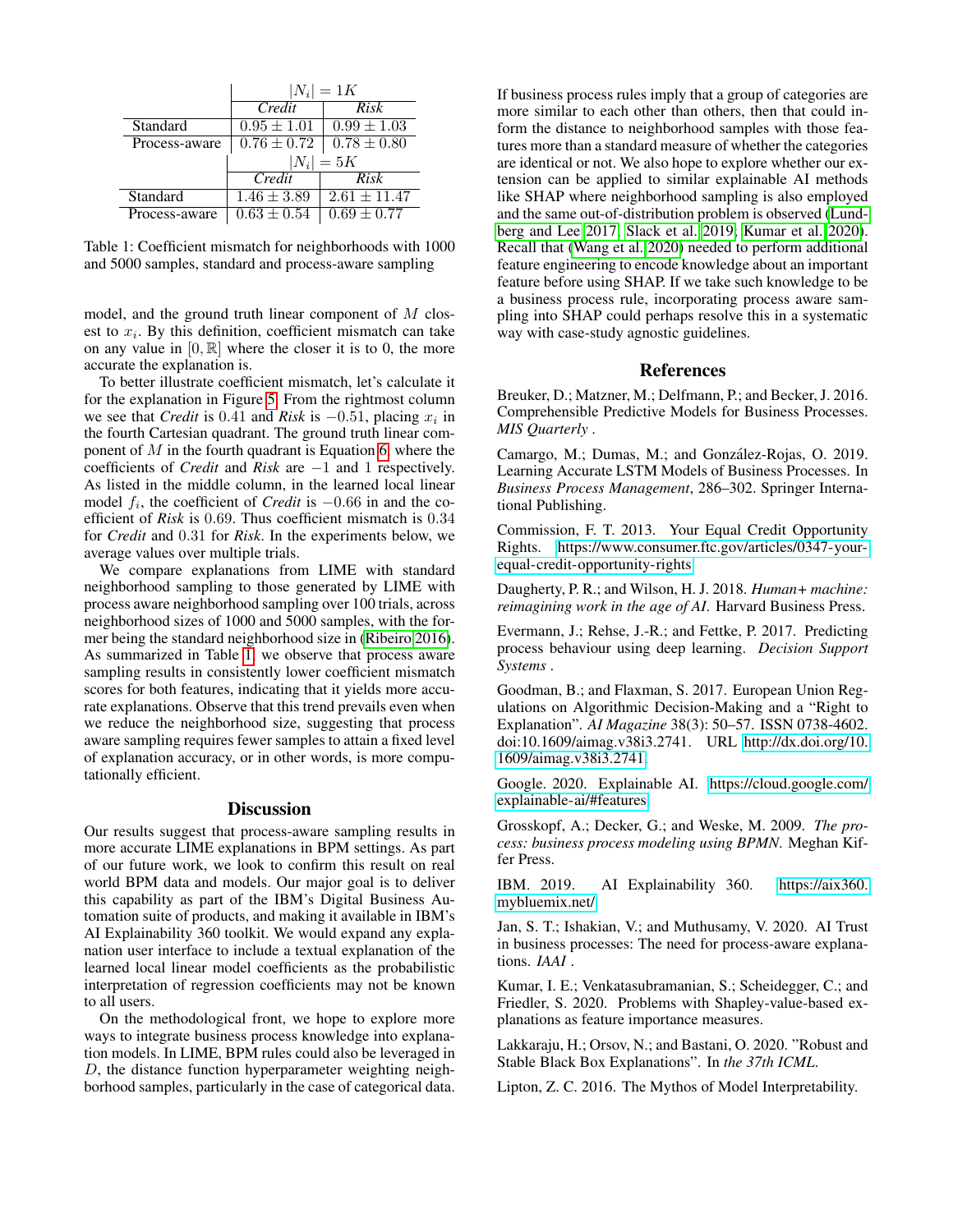| | $\|N_i\| = 1K$ | |
|---|---|---|
| | *Credit* | *Risk* |
| Standard | $0.95 \pm 1.01$ | $0.99 \pm 1.03$ |
| Process-aware | $0.76 \pm 0.72$ | $0.78 \pm 0.80$ |
| | $\|N_i\| = 5K$ | |
| | *Credit* | *Risk* |
| Standard | $1.46 \pm 3.89$ | $2.61 \pm 11.47$ |
| Process-aware | $0.63 \pm 0.54$ | $0.69 \pm 0.77$ |

Table 1: Coefficient mismatch for neighborhoods with 1000 and 5000 samples, standard and process-aware sampling

model, and the ground truth linear component of $M$ closest to $x_i$. By this definition, coefficient mismatch can take on any value in $[0, \mathbb{R}]$ where the closer it is to 0, the more accurate the explanation is.

To better illustrate coefficient mismatch, let's calculate it for the explanation in Figure 5. From the rightmost column we see that *Credit* is $0.41$ and *Risk* is $-0.51$, placing $x_i$ in the fourth Cartesian quadrant. The ground truth linear component of $M$ in the fourth quadrant is Equation 6, where the coefficients of *Credit* and *Risk* are $-1$ and $1$ respectively. As listed in the middle column, in the learned local linear model $f_i$, the coefficient of *Credit* is $-0.66$ in and the coefficient of *Risk* is $0.69$. Thus coefficient mismatch is $0.34$ for *Credit* and $0.31$ for *Risk*. In the experiments below, we average values over multiple trials.

We compare explanations from LIME with standard neighborhood sampling to those generated by LIME with process aware neighborhood sampling over 100 trials, across neighborhood sizes of 1000 and 5000 samples, with the former being the standard neighborhood size in (Ribeiro 2016). As summarized in Table 1, we observe that process aware sampling results in consistently lower coefficient mismatch scores for both features, indicating that it yields more accurate explanations. Observe that this trend prevails even when we reduce the neighborhood size, suggesting that process aware sampling requires fewer samples to attain a fixed level of explanation accuracy, or in other words, is more computationally efficient.

## Discussion

Our results suggest that process-aware sampling results in more accurate LIME explanations in BPM settings. As part of our future work, we look to confirm this result on real world BPM data and models. Our major goal is to deliver this capability as part of the IBM's Digital Business Automation suite of products, and making it available in IBM's AI Explainability 360 toolkit. We would expand any explanation user interface to include a textual explanation of the learned local linear model coefficients as the probabilistic interpretation of regression coefficients may not be known to all users.

On the methodological front, we hope to explore more ways to integrate business process knowledge into explanation models. In LIME, BPM rules could also be leveraged in $D$, the distance function hyperparameter weighting neighborhood samples, particularly in the case of categorical data. If business process rules imply that a group of categories are more similar to each other than others, then that could inform the distance to neighborhood samples with those features more than a standard measure of whether the categories are identical or not. We also hope to explore whether our extension can be applied to similar explainable AI methods like SHAP where neighborhood sampling is also employed and the same out-of-distribution problem is observed (Lundberg and Lee 2017; Slack et al. 2019; Kumar et al. 2020). Recall that (Wang et al. 2020) needed to perform additional feature engineering to encode knowledge about an important feature before using SHAP. If we take such knowledge to be a business process rule, incorporating process aware sampling into SHAP could perhaps resolve this in a systematic way with case-study agnostic guidelines.

## References

Breuker, D.; Matzner, M.; Delfmann, P.; and Becker, J. 2016. Comprehensible Predictive Models for Business Processes. *MIS Quarterly* .

Camargo, M.; Dumas, M.; and González-Rojas, O. 2019. Learning Accurate LSTM Models of Business Processes. In *Business Process Management*, 286–302. Springer International Publishing.

Commission, F. T. 2013. Your Equal Credit Opportunity Rights. https://www.consumer.ftc.gov/articles/0347-your-equal-credit-opportunity-rights.

Daugherty, P. R.; and Wilson, H. J. 2018. *Human+ machine: reimagining work in the age of AI*. Harvard Business Press.

Evermann, J.; Rehse, J.-R.; and Fettke, P. 2017. Predicting process behaviour using deep learning. *Decision Support Systems* .

Goodman, B.; and Flaxman, S. 2017. European Union Regulations on Algorithmic Decision-Making and a "Right to Explanation". *AI Magazine* 38(3): 50–57. ISSN 0738-4602. doi:10.1609/aimag.v38i3.2741. URL http://dx.doi.org/10.1609/aimag.v38i3.2741.

Google. 2020. Explainable AI. https://cloud.google.com/explainable-ai/#features.

Grosskopf, A.; Decker, G.; and Weske, M. 2009. *The process: business process modeling using BPMN*. Meghan Kiffer Press.

IBM. 2019. AI Explainability 360. https://aix360.mybluemix.net/.

Jan, S. T.; Ishakian, V.; and Muthusamy, V. 2020. AI Trust in business processes: The need for process-aware explanations. *IAAI* .

Kumar, I. E.; Venkatasubramanian, S.; Scheidegger, C.; and Friedler, S. 2020. Problems with Shapley-value-based explanations as feature importance measures.

Lakkaraju, H.; Orsov, N.; and Bastani, O. 2020. "Robust and Stable Black Box Explanations". In *the 37th ICML*.

Lipton, Z. C. 2016. The Mythos of Model Interpretability.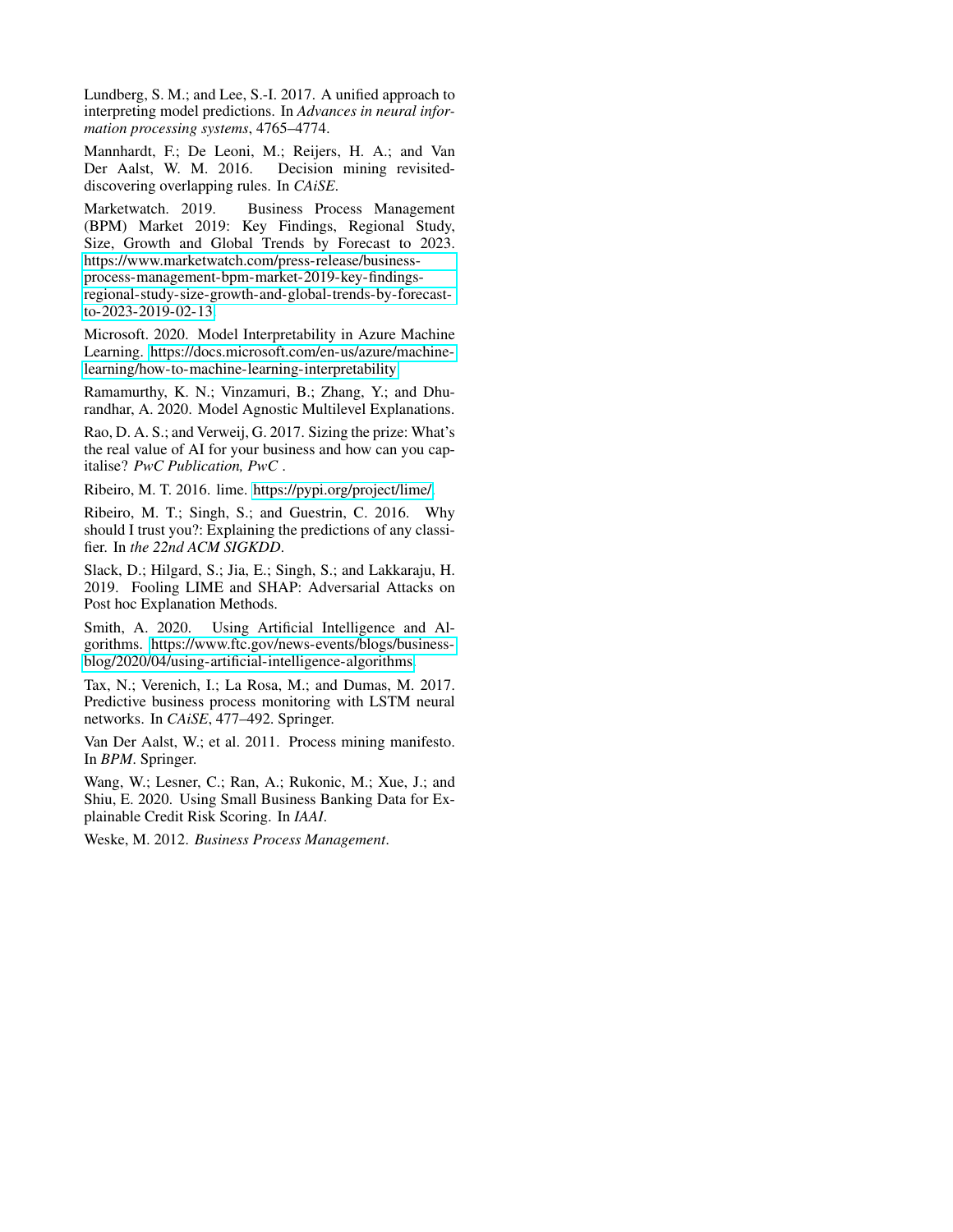Lundberg, S. M.; and Lee, S.-I. 2017. A unified approach to interpreting model predictions. In *Advances in neural information processing systems*, 4765–4774.

Mannhardt, F.; De Leoni, M.; Reijers, H. A.; and Van Der Aalst, W. M. 2016. Decision mining revisited-discovering overlapping rules. In *CAiSE*.

Marketwatch. 2019. Business Process Management (BPM) Market 2019: Key Findings, Regional Study, Size, Growth and Global Trends by Forecast to 2023. https://www.marketwatch.com/press-release/business-process-management-bpm-market-2019-key-findings-regional-study-size-growth-and-global-trends-by-forecast-to-2023-2019-02-13.

Microsoft. 2020. Model Interpretability in Azure Machine Learning. https://docs.microsoft.com/en-us/azure/machine-learning/how-to-machine-learning-interpretability.

Ramamurthy, K. N.; Vinzamuri, B.; Zhang, Y.; and Dhurandhar, A. 2020. Model Agnostic Multilevel Explanations.

Rao, D. A. S.; and Verweij, G. 2017. Sizing the prize: What's the real value of AI for your business and how can you capitalise? *PwC Publication, PwC* .

Ribeiro, M. T. 2016. lime. https://pypi.org/project/lime/.

Ribeiro, M. T.; Singh, S.; and Guestrin, C. 2016. Why should I trust you?: Explaining the predictions of any classifier. In *the 22nd ACM SIGKDD*.

Slack, D.; Hilgard, S.; Jia, E.; Singh, S.; and Lakkaraju, H. 2019. Fooling LIME and SHAP: Adversarial Attacks on Post hoc Explanation Methods.

Smith, A. 2020. Using Artificial Intelligence and Algorithms. https://www.ftc.gov/news-events/blogs/business-blog/2020/04/using-artificial-intelligence-algorithms.

Tax, N.; Verenich, I.; La Rosa, M.; and Dumas, M. 2017. Predictive business process monitoring with LSTM neural networks. In *CAiSE*, 477–492. Springer.

Van Der Aalst, W.; et al. 2011. Process mining manifesto. In *BPM*. Springer.

Wang, W.; Lesner, C.; Ran, A.; Rukonic, M.; Xue, J.; and Shiu, E. 2020. Using Small Business Banking Data for Explainable Credit Risk Scoring. In *IAAI*.

Weske, M. 2012. *Business Process Management*.